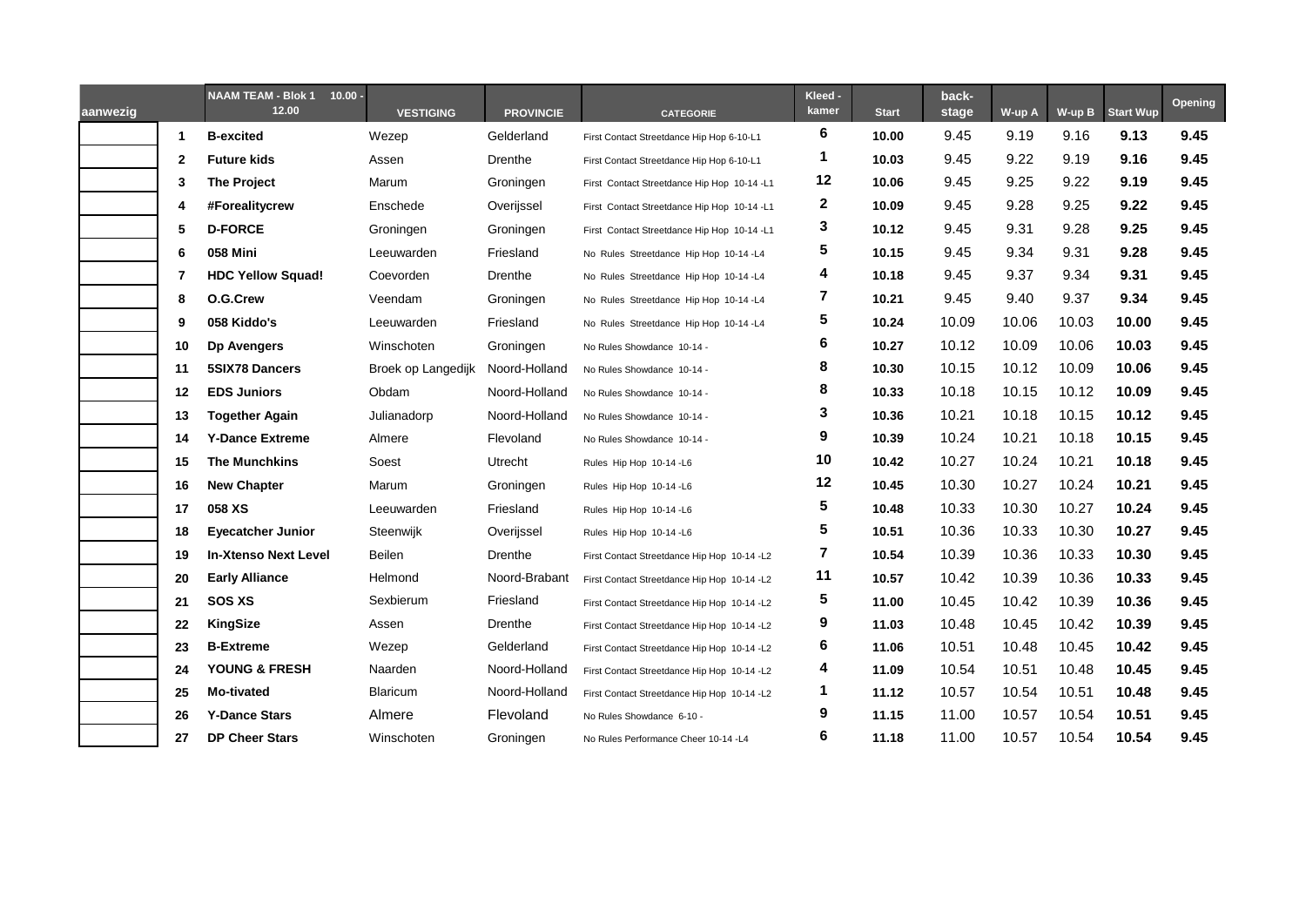| aanwezig | | NAAM TEAM - Blok 1 10.00 - 12.00 | VESTIGING | PROVINCIE | CATEGORIE | Kleed - kamer | Start | back- stage | W-up A | W-up B | Start Wup | Opening |
|---|---|---|---|---|---|---|---|---|---|---|---|---|
| | 1 | **B-excited** | Wezep | Gelderland | First Contact Streetdance Hip Hop 6-10-L1 | 6 | **10.00** | 9.45 | 9.19 | 9.16 | **9.13** | **9.45** |
| | 2 | **Future kids** | Assen | Drenthe | First Contact Streetdance Hip Hop 6-10-L1 | 1 | **10.03** | 9.45 | 9.22 | 9.19 | **9.16** | **9.45** |
| | 3 | **The Project** | Marum | Groningen | First Contact Streetdance Hip Hop 10-14 -L1 | 12 | **10.06** | 9.45 | 9.25 | 9.22 | **9.19** | **9.45** |
| | 4 | **#Forealitycrew** | Enschede | Overijssel | First Contact Streetdance Hip Hop 10-14 -L1 | 2 | **10.09** | 9.45 | 9.28 | 9.25 | **9.22** | **9.45** |
| | 5 | **D-FORCE** | Groningen | Groningen | First Contact Streetdance Hip Hop 10-14 -L1 | 3 | **10.12** | 9.45 | 9.31 | 9.28 | **9.25** | **9.45** |
| | 6 | **058 Mini** | Leeuwarden | Friesland | No Rules Streetdance Hip Hop 10-14 -L4 | 5 | **10.15** | 9.45 | 9.34 | 9.31 | **9.28** | **9.45** |
| | 7 | **HDC Yellow Squad!** | Coevorden | Drenthe | No Rules Streetdance Hip Hop 10-14 -L4 | 4 | **10.18** | 9.45 | 9.37 | 9.34 | **9.31** | **9.45** |
| | 8 | **O.G.Crew** | Veendam | Groningen | No Rules Streetdance Hip Hop 10-14 -L4 | 7 | **10.21** | 9.45 | 9.40 | 9.37 | **9.34** | **9.45** |
| | 9 | **058 Kiddo's** | Leeuwarden | Friesland | No Rules Streetdance Hip Hop 10-14 -L4 | 5 | **10.24** | 10.09 | 10.06 | 10.03 | **10.00** | **9.45** |
| | 10 | **Dp Avengers** | Winschoten | Groningen | No Rules Showdance 10-14 - | 6 | **10.27** | 10.12 | 10.09 | 10.06 | **10.03** | **9.45** |
| | 11 | **5SIX78 Dancers** | Broek op Langedijk | Noord-Holland | No Rules Showdance 10-14 - | 8 | **10.30** | 10.15 | 10.12 | 10.09 | **10.06** | **9.45** |
| | 12 | **EDS Juniors** | Obdam | Noord-Holland | No Rules Showdance 10-14 - | 8 | **10.33** | 10.18 | 10.15 | 10.12 | **10.09** | **9.45** |
| | 13 | **Together Again** | Julianadorp | Noord-Holland | No Rules Showdance 10-14 - | 3 | **10.36** | 10.21 | 10.18 | 10.15 | **10.12** | **9.45** |
| | 14 | **Y-Dance Extreme** | Almere | Flevoland | No Rules Showdance 10-14 - | 9 | **10.39** | 10.24 | 10.21 | 10.18 | **10.15** | **9.45** |
| | 15 | **The Munchkins** | Soest | Utrecht | Rules Hip Hop 10-14 -L6 | 10 | **10.42** | 10.27 | 10.24 | 10.21 | **10.18** | **9.45** |
| | 16 | **New Chapter** | Marum | Groningen | Rules Hip Hop 10-14 -L6 | 12 | **10.45** | 10.30 | 10.27 | 10.24 | **10.21** | **9.45** |
| | 17 | **058 XS** | Leeuwarden | Friesland | Rules Hip Hop 10-14 -L6 | 5 | **10.48** | 10.33 | 10.30 | 10.27 | **10.24** | **9.45** |
| | 18 | **Eyecatcher Junior** | Steenwijk | Overijssel | Rules Hip Hop 10-14 -L6 | 5 | **10.51** | 10.36 | 10.33 | 10.30 | **10.27** | **9.45** |
| | 19 | **In-Xtenso Next Level** | Beilen | Drenthe | First Contact Streetdance Hip Hop 10-14 -L2 | 7 | **10.54** | 10.39 | 10.36 | 10.33 | **10.30** | **9.45** |
| | 20 | **Early Alliance** | Helmond | Noord-Brabant | First Contact Streetdance Hip Hop 10-14 -L2 | 11 | **10.57** | 10.42 | 10.39 | 10.36 | **10.33** | **9.45** |
| | 21 | **SOS XS** | Sexbierum | Friesland | First Contact Streetdance Hip Hop 10-14 -L2 | 5 | **11.00** | 10.45 | 10.42 | 10.39 | **10.36** | **9.45** |
| | 22 | **KingSize** | Assen | Drenthe | First Contact Streetdance Hip Hop 10-14 -L2 | 9 | **11.03** | 10.48 | 10.45 | 10.42 | **10.39** | **9.45** |
| | 23 | **B-Extreme** | Wezep | Gelderland | First Contact Streetdance Hip Hop 10-14 -L2 | 6 | **11.06** | 10.51 | 10.48 | 10.45 | **10.42** | **9.45** |
| | 24 | **YOUNG & FRESH** | Naarden | Noord-Holland | First Contact Streetdance Hip Hop 10-14 -L2 | 4 | **11.09** | 10.54 | 10.51 | 10.48 | **10.45** | **9.45** |
| | 25 | **Mo-tivated** | Blaricum | Noord-Holland | First Contact Streetdance Hip Hop 10-14 -L2 | 1 | **11.12** | 10.57 | 10.54 | 10.51 | **10.48** | **9.45** |
| | 26 | **Y-Dance Stars** | Almere | Flevoland | No Rules Showdance 6-10 - | 9 | **11.15** | 11.00 | 10.57 | 10.54 | **10.51** | **9.45** |
| | 27 | **DP Cheer Stars** | Winschoten | Groningen | No Rules Performance Cheer 10-14 -L4 | 6 | **11.18** | 11.00 | 10.57 | 10.54 | **10.54** | **9.45** |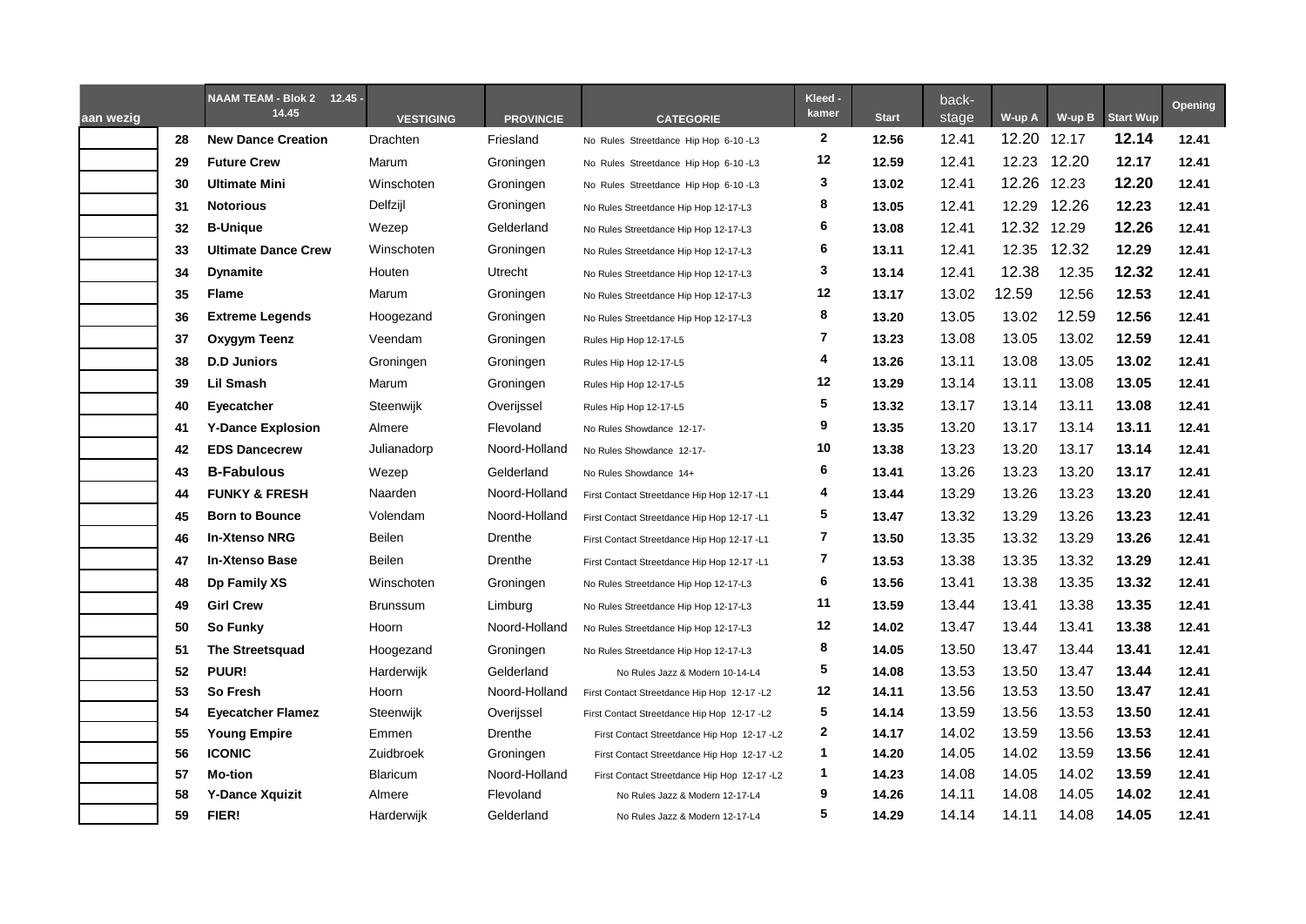| aan wezig | | NAAM TEAM - Blok 2 12.45 - 14.45 | VESTIGING | PROVINCIE | CATEGORIE | Kleed - kamer | Start | back-stage | W-up A | W-up B | Start Wup | Opening |
|---|---|---|---|---|---|---|---|---|---|---|---|---|
| | 28 | **New Dance Creation** | Drachten | Friesland | No Rules Streetdance Hip Hop 6-10 -L3 | 2 | 12.56 | 12.41 | 12.20 | 12.17 | 12.14 | 12.41 |
| | 29 | **Future Crew** | Marum | Groningen | No Rules Streetdance Hip Hop 6-10 -L3 | 12 | 12.59 | 12.41 | 12.23 | 12.20 | 12.17 | 12.41 |
| | 30 | **Ultimate Mini** | Winschoten | Groningen | No Rules Streetdance Hip Hop 6-10 -L3 | 3 | 13.02 | 12.41 | 12.26 | 12.23 | 12.20 | 12.41 |
| | 31 | **Notorious** | Delfzijl | Groningen | No Rules Streetdance Hip Hop 12-17-L3 | 8 | 13.05 | 12.41 | 12.29 | 12.26 | 12.23 | 12.41 |
| | 32 | **B-Unique** | Wezep | Gelderland | No Rules Streetdance Hip Hop 12-17-L3 | 6 | 13.08 | 12.41 | 12.32 | 12.29 | 12.26 | 12.41 |
| | 33 | **Ultimate Dance Crew** | Winschoten | Groningen | No Rules Streetdance Hip Hop 12-17-L3 | 6 | 13.11 | 12.41 | 12.35 | 12.32 | 12.29 | 12.41 |
| | 34 | **Dynamite** | Houten | Utrecht | No Rules Streetdance Hip Hop 12-17-L3 | 3 | 13.14 | 12.41 | 12.38 | 12.35 | 12.32 | 12.41 |
| | 35 | **Flame** | Marum | Groningen | No Rules Streetdance Hip Hop 12-17-L3 | 12 | 13.17 | 13.02 | 12.59 | 12.56 | 12.53 | 12.41 |
| | 36 | **Extreme Legends** | Hoogezand | Groningen | No Rules Streetdance Hip Hop 12-17-L3 | 8 | 13.20 | 13.05 | 13.02 | 12.59 | 12.56 | 12.41 |
| | 37 | **Oxygym Teenz** | Veendam | Groningen | Rules Hip Hop 12-17-L5 | 7 | 13.23 | 13.08 | 13.05 | 13.02 | 12.59 | 12.41 |
| | 38 | **D.D Juniors** | Groningen | Groningen | Rules Hip Hop 12-17-L5 | 4 | 13.26 | 13.11 | 13.08 | 13.05 | 13.02 | 12.41 |
| | 39 | **Lil Smash** | Marum | Groningen | Rules Hip Hop 12-17-L5 | 12 | 13.29 | 13.14 | 13.11 | 13.08 | 13.05 | 12.41 |
| | 40 | **Eyecatcher** | Steenwijk | Overijssel | Rules Hip Hop 12-17-L5 | 5 | 13.32 | 13.17 | 13.14 | 13.11 | 13.08 | 12.41 |
| | 41 | **Y-Dance Explosion** | Almere | Flevoland | No Rules Showdance 12-17- | 9 | 13.35 | 13.20 | 13.17 | 13.14 | 13.11 | 12.41 |
| | 42 | **EDS Dancecrew** | Julianadorp | Noord-Holland | No Rules Showdance 12-17- | 10 | 13.38 | 13.23 | 13.20 | 13.17 | 13.14 | 12.41 |
| | 43 | **B-Fabulous** | Wezep | Gelderland | No Rules Showdance 14+ | 6 | 13.41 | 13.26 | 13.23 | 13.20 | 13.17 | 12.41 |
| | 44 | **FUNKY & FRESH** | Naarden | Noord-Holland | First Contact Streetdance Hip Hop 12-17 -L1 | 4 | 13.44 | 13.29 | 13.26 | 13.23 | 13.20 | 12.41 |
| | 45 | **Born to Bounce** | Volendam | Noord-Holland | First Contact Streetdance Hip Hop 12-17 -L1 | 5 | 13.47 | 13.32 | 13.29 | 13.26 | 13.23 | 12.41 |
| | 46 | **In-Xtenso NRG** | Beilen | Drenthe | First Contact Streetdance Hip Hop 12-17 -L1 | 7 | 13.50 | 13.35 | 13.32 | 13.29 | 13.26 | 12.41 |
| | 47 | **In-Xtenso Base** | Beilen | Drenthe | First Contact Streetdance Hip Hop 12-17 -L1 | 7 | 13.53 | 13.38 | 13.35 | 13.32 | 13.29 | 12.41 |
| | 48 | **Dp Family XS** | Winschoten | Groningen | No Rules Streetdance Hip Hop 12-17-L3 | 6 | 13.56 | 13.41 | 13.38 | 13.35 | 13.32 | 12.41 |
| | 49 | **Girl Crew** | Brunssum | Limburg | No Rules Streetdance Hip Hop 12-17-L3 | 11 | 13.59 | 13.44 | 13.41 | 13.38 | 13.35 | 12.41 |
| | 50 | **So Funky** | Hoorn | Noord-Holland | No Rules Streetdance Hip Hop 12-17-L3 | 12 | 14.02 | 13.47 | 13.44 | 13.41 | 13.38 | 12.41 |
| | 51 | **The Streetsquad** | Hoogezand | Groningen | No Rules Streetdance Hip Hop 12-17-L3 | 8 | 14.05 | 13.50 | 13.47 | 13.44 | 13.41 | 12.41 |
| | 52 | **PUUR!** | Harderwijk | Gelderland | No Rules Jazz & Modern 10-14-L4 | 5 | 14.08 | 13.53 | 13.50 | 13.47 | 13.44 | 12.41 |
| | 53 | **So Fresh** | Hoorn | Noord-Holland | First Contact Streetdance Hip Hop 12-17 -L2 | 12 | 14.11 | 13.56 | 13.53 | 13.50 | 13.47 | 12.41 |
| | 54 | **Eyecatcher Flamez** | Steenwijk | Overijssel | First Contact Streetdance Hip Hop 12-17 -L2 | 5 | 14.14 | 13.59 | 13.56 | 13.53 | 13.50 | 12.41 |
| | 55 | **Young Empire** | Emmen | Drenthe | First Contact Streetdance Hip Hop 12-17 -L2 | 2 | 14.17 | 14.02 | 13.59 | 13.56 | 13.53 | 12.41 |
| | 56 | **ICONIC** | Zuidbroek | Groningen | First Contact Streetdance Hip Hop 12-17 -L2 | 1 | 14.20 | 14.05 | 14.02 | 13.59 | 13.56 | 12.41 |
| | 57 | **Mo-tion** | Blaricum | Noord-Holland | First Contact Streetdance Hip Hop 12-17 -L2 | 1 | 14.23 | 14.08 | 14.05 | 14.02 | 13.59 | 12.41 |
| | 58 | **Y-Dance Xquizit** | Almere | Flevoland | No Rules Jazz & Modern 12-17-L4 | 9 | 14.26 | 14.11 | 14.08 | 14.05 | 14.02 | 12.41 |
| | 59 | **FIER!** | Harderwijk | Gelderland | No Rules Jazz & Modern 12-17-L4 | 5 | 14.29 | 14.14 | 14.11 | 14.08 | 14.05 | 12.41 |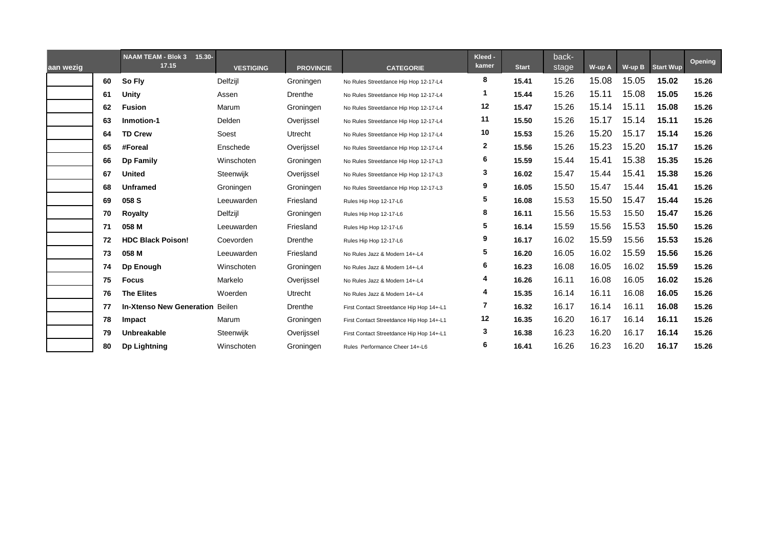| aan wezig | | NAAM TEAM - Blok 3 15.30-17.15 | VESTIGING | PROVINCIE | CATEGORIE | Kleed - kamer | Start | back-stage | W-up A | W-up B | Start Wup | Opening |
|---|---|---|---|---|---|---|---|---|---|---|---|---|
| | 60 | **So Fly** | Delfzijl | Groningen | No Rules Streetdance Hip Hop 12-17-L4 | 8 | **15.41** | 15.26 | 15.08 | 15.05 | **15.02** | **15.26** |
| | 61 | **Unity** | Assen | Drenthe | No Rules Streetdance Hip Hop 12-17-L4 | 1 | **15.44** | 15.26 | 15.11 | 15.08 | **15.05** | **15.26** |
| | 62 | **Fusion** | Marum | Groningen | No Rules Streetdance Hip Hop 12-17-L4 | 12 | **15.47** | 15.26 | 15.14 | 15.11 | **15.08** | **15.26** |
| | 63 | **Inmotion-1** | Delden | Overijssel | No Rules Streetdance Hip Hop 12-17-L4 | 11 | **15.50** | 15.26 | 15.17 | 15.14 | **15.11** | **15.26** |
| | 64 | **TD Crew** | Soest | Utrecht | No Rules Streetdance Hip Hop 12-17-L4 | 10 | **15.53** | 15.26 | 15.20 | 15.17 | **15.14** | **15.26** |
| | 65 | **#Foreal** | Enschede | Overijssel | No Rules Streetdance Hip Hop 12-17-L4 | 2 | **15.56** | 15.26 | 15.23 | 15.20 | **15.17** | **15.26** |
| | 66 | **Dp Family** | Winschoten | Groningen | No Rules Streetdance Hip Hop 12-17-L3 | 6 | **15.59** | 15.44 | 15.41 | 15.38 | **15.35** | **15.26** |
| | 67 | **United** | Steenwijk | Overijssel | No Rules Streetdance Hip Hop 12-17-L3 | 3 | **16.02** | 15.47 | 15.44 | 15.41 | **15.38** | **15.26** |
| | 68 | **Unframed** | Groningen | Groningen | No Rules Streetdance Hip Hop 12-17-L3 | 9 | **16.05** | 15.50 | 15.47 | 15.44 | **15.41** | **15.26** |
| | 69 | **058 S** | Leeuwarden | Friesland | Rules Hip Hop 12-17-L6 | 5 | **16.08** | 15.53 | 15.50 | 15.47 | **15.44** | **15.26** |
| | 70 | **Royalty** | Delfzijl | Groningen | Rules Hip Hop 12-17-L6 | 8 | **16.11** | 15.56 | 15.53 | 15.50 | **15.47** | **15.26** |
| | 71 | **058 M** | Leeuwarden | Friesland | Rules Hip Hop 12-17-L6 | 5 | **16.14** | 15.59 | 15.56 | 15.53 | **15.50** | **15.26** |
| | 72 | **HDC Black Poison!** | Coevorden | Drenthe | Rules Hip Hop 12-17-L6 | 9 | **16.17** | 16.02 | 15.59 | 15.56 | **15.53** | **15.26** |
| | 73 | **058 M** | Leeuwarden | Friesland | No Rules Jazz & Modern 14+-L4 | 5 | **16.20** | 16.05 | 16.02 | 15.59 | **15.56** | **15.26** |
| | 74 | **Dp Enough** | Winschoten | Groningen | No Rules Jazz & Modern 14+-L4 | 6 | **16.23** | 16.08 | 16.05 | 16.02 | **15.59** | **15.26** |
| | 75 | **Focus** | Markelo | Overijssel | No Rules Jazz & Modern 14+-L4 | 4 | **16.26** | 16.11 | 16.08 | 16.05 | **16.02** | **15.26** |
| | 76 | **The Elites** | Woerden | Utrecht | No Rules Jazz & Modern 14+-L4 | 4 | **15.35** | 16.14 | 16.11 | 16.08 | **16.05** | **15.26** |
| | 77 | **In-Xtenso New Generation** | Beilen | Drenthe | First Contact Streetdance Hip Hop 14+-L1 | 7 | **16.32** | 16.17 | 16.14 | 16.11 | **16.08** | **15.26** |
| | 78 | **Impact** | Marum | Groningen | First Contact Streetdance Hip Hop 14+-L1 | 12 | **16.35** | 16.20 | 16.17 | 16.14 | **16.11** | **15.26** |
| | 79 | **Unbreakable** | Steenwijk | Overijssel | First Contact Streetdance Hip Hop 14+-L1 | 3 | **16.38** | 16.23 | 16.20 | 16.17 | **16.14** | **15.26** |
| | 80 | **Dp Lightning** | Winschoten | Groningen | Rules Performance Cheer 14+-L6 | 6 | **16.41** | 16.26 | 16.23 | 16.20 | **16.17** | **15.26** |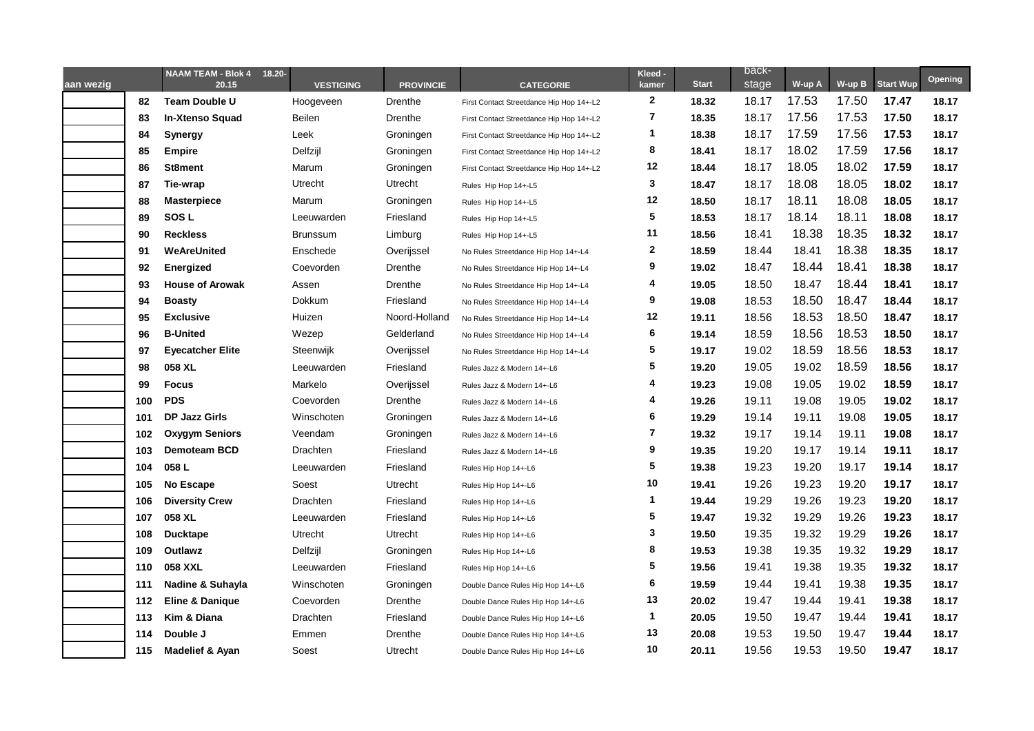| aan wezig | | NAAM TEAM - Blok 4 18.20-20.15 | VESTIGING | PROVINCIE | CATEGORIE | Kleed - kamer | Start | back-stage | W-up A | W-up B | Start Wup | Opening |
|---|---|---|---|---|---|---|---|---|---|---|---|---|
| | 82 | **Team Double U** | Hoogeveen | Drenthe | First Contact Streetdance Hip Hop 14+-L2 | 2 | 18.32 | 18.17 | 17.53 | 17.50 | 17.47 | 18.17 |
| | 83 | **In-Xtenso Squad** | Beilen | Drenthe | First Contact Streetdance Hip Hop 14+-L2 | 7 | 18.35 | 18.17 | 17.56 | 17.53 | 17.50 | 18.17 |
| | 84 | **Synergy** | Leek | Groningen | First Contact Streetdance Hip Hop 14+-L2 | 1 | 18.38 | 18.17 | 17.59 | 17.56 | 17.53 | 18.17 |
| | 85 | **Empire** | Delfzijl | Groningen | First Contact Streetdance Hip Hop 14+-L2 | 8 | 18.41 | 18.17 | 18.02 | 17.59 | 17.56 | 18.17 |
| | 86 | **St8ment** | Marum | Groningen | First Contact Streetdance Hip Hop 14+-L2 | 12 | 18.44 | 18.17 | 18.05 | 18.02 | 17.59 | 18.17 |
| | 87 | **Tie-wrap** | Utrecht | Utrecht | Rules Hip Hop 14+-L5 | 3 | 18.47 | 18.17 | 18.08 | 18.05 | 18.02 | 18.17 |
| | 88 | **Masterpiece** | Marum | Groningen | Rules Hip Hop 14+-L5 | 12 | 18.50 | 18.17 | 18.11 | 18.08 | 18.05 | 18.17 |
| | 89 | **SOS L** | Leeuwarden | Friesland | Rules Hip Hop 14+-L5 | 5 | 18.53 | 18.17 | 18.14 | 18.11 | 18.08 | 18.17 |
| | 90 | **Reckless** | Brunssum | Limburg | Rules Hip Hop 14+-L5 | 11 | 18.56 | 18.41 | 18.38 | 18.35 | 18.32 | 18.17 |
| | 91 | **WeAreUnited** | Enschede | Overijssel | No Rules Streetdance Hip Hop 14+-L4 | 2 | 18.59 | 18.44 | 18.41 | 18.38 | 18.35 | 18.17 |
| | 92 | **Energized** | Coevorden | Drenthe | No Rules Streetdance Hip Hop 14+-L4 | 9 | 19.02 | 18.47 | 18.44 | 18.41 | 18.38 | 18.17 |
| | 93 | **House of Arowak** | Assen | Drenthe | No Rules Streetdance Hip Hop 14+-L4 | 4 | 19.05 | 18.50 | 18.47 | 18.44 | 18.41 | 18.17 |
| | 94 | **Boasty** | Dokkum | Friesland | No Rules Streetdance Hip Hop 14+-L4 | 9 | 19.08 | 18.53 | 18.50 | 18.47 | 18.44 | 18.17 |
| | 95 | **Exclusive** | Huizen | Noord-Holland | No Rules Streetdance Hip Hop 14+-L4 | 12 | 19.11 | 18.56 | 18.53 | 18.50 | 18.47 | 18.17 |
| | 96 | **B-United** | Wezep | Gelderland | No Rules Streetdance Hip Hop 14+-L4 | 6 | 19.14 | 18.59 | 18.56 | 18.53 | 18.50 | 18.17 |
| | 97 | **Eyecatcher Elite** | Steenwijk | Overijssel | No Rules Streetdance Hip Hop 14+-L4 | 5 | 19.17 | 19.02 | 18.59 | 18.56 | 18.53 | 18.17 |
| | 98 | **058 XL** | Leeuwarden | Friesland | Rules Jazz & Modern 14+-L6 | 5 | 19.20 | 19.05 | 19.02 | 18.59 | 18.56 | 18.17 |
| | 99 | **Focus** | Markelo | Overijssel | Rules Jazz & Modern 14+-L6 | 4 | 19.23 | 19.08 | 19.05 | 19.02 | 18.59 | 18.17 |
| | 100 | **PDS** | Coevorden | Drenthe | Rules Jazz & Modern 14+-L6 | 4 | 19.26 | 19.11 | 19.08 | 19.05 | 19.02 | 18.17 |
| | 101 | **DP Jazz Girls** | Winschoten | Groningen | Rules Jazz & Modern 14+-L6 | 6 | 19.29 | 19.14 | 19.11 | 19.08 | 19.05 | 18.17 |
| | 102 | **Oxygym Seniors** | Veendam | Groningen | Rules Jazz & Modern 14+-L6 | 7 | 19.32 | 19.17 | 19.14 | 19.11 | 19.08 | 18.17 |
| | 103 | **Demoteam BCD** | Drachten | Friesland | Rules Jazz & Modern 14+-L6 | 9 | 19.35 | 19.20 | 19.17 | 19.14 | 19.11 | 18.17 |
| | 104 | **058 L** | Leeuwarden | Friesland | Rules Hip Hop 14+-L6 | 5 | 19.38 | 19.23 | 19.20 | 19.17 | 19.14 | 18.17 |
| | 105 | **No Escape** | Soest | Utrecht | Rules Hip Hop 14+-L6 | 10 | 19.41 | 19.26 | 19.23 | 19.20 | 19.17 | 18.17 |
| | 106 | **Diversity Crew** | Drachten | Friesland | Rules Hip Hop 14+-L6 | 1 | 19.44 | 19.29 | 19.26 | 19.23 | 19.20 | 18.17 |
| | 107 | **058 XL** | Leeuwarden | Friesland | Rules Hip Hop 14+-L6 | 5 | 19.47 | 19.32 | 19.29 | 19.26 | 19.23 | 18.17 |
| | 108 | **Ducktape** | Utrecht | Utrecht | Rules Hip Hop 14+-L6 | 3 | 19.50 | 19.35 | 19.32 | 19.29 | 19.26 | 18.17 |
| | 109 | **Outlawz** | Delfzijl | Groningen | Rules Hip Hop 14+-L6 | 8 | 19.53 | 19.38 | 19.35 | 19.32 | 19.29 | 18.17 |
| | 110 | **058 XXL** | Leeuwarden | Friesland | Rules Hip Hop 14+-L6 | 5 | 19.56 | 19.41 | 19.38 | 19.35 | 19.32 | 18.17 |
| | 111 | **Nadine & Suhayla** | Winschoten | Groningen | Double Dance Rules Hip Hop 14+-L6 | 6 | 19.59 | 19.44 | 19.41 | 19.38 | 19.35 | 18.17 |
| | 112 | **Eline & Danique** | Coevorden | Drenthe | Double Dance Rules Hip Hop 14+-L6 | 13 | 20.02 | 19.47 | 19.44 | 19.41 | 19.38 | 18.17 |
| | 113 | **Kim & Diana** | Drachten | Friesland | Double Dance Rules Hip Hop 14+-L6 | 1 | 20.05 | 19.50 | 19.47 | 19.44 | 19.41 | 18.17 |
| | 114 | **Double J** | Emmen | Drenthe | Double Dance Rules Hip Hop 14+-L6 | 13 | 20.08 | 19.53 | 19.50 | 19.47 | 19.44 | 18.17 |
| | 115 | **Madelief & Ayan** | Soest | Utrecht | Double Dance Rules Hip Hop 14+-L6 | 10 | 20.11 | 19.56 | 19.53 | 19.50 | 19.47 | 18.17 |